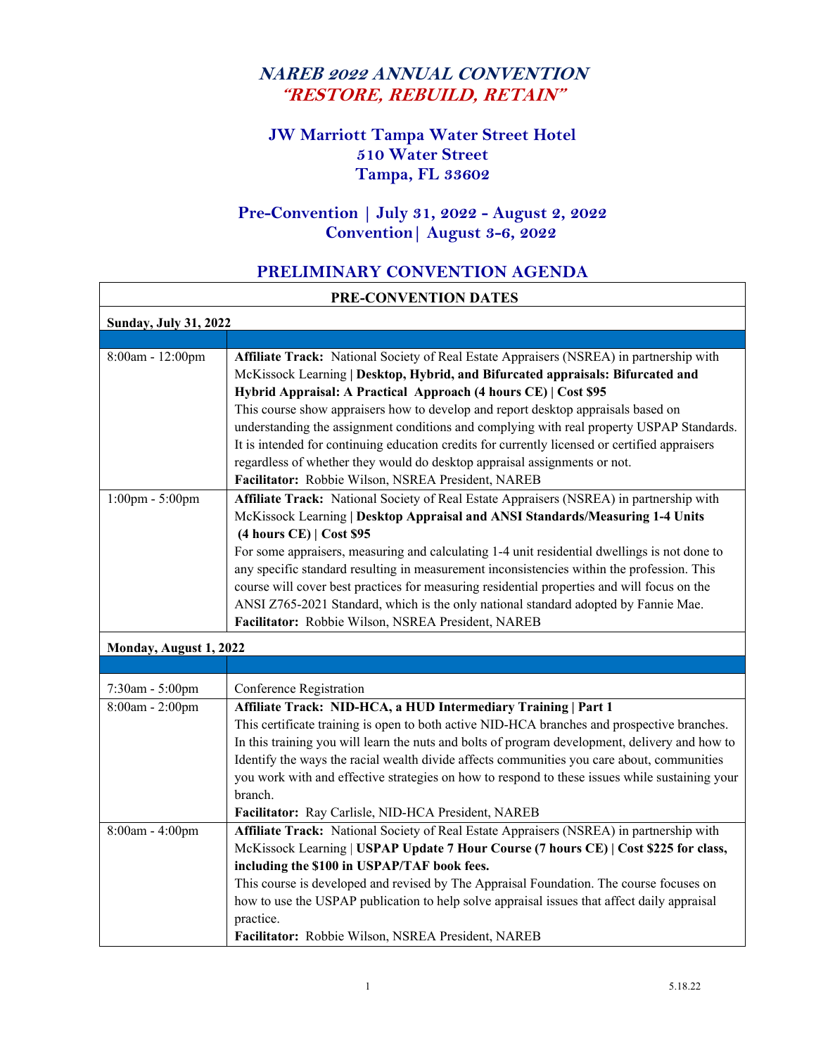# *NAREB 2022 ANNUAL CONVENTION*
# *"RESTORE, REBUILD, RETAIN"*

## JW Marriott Tampa Water Street Hotel
## 510 Water Street
## Tampa, FL 33602

### Pre-Convention | July 31, 2022 - August 2, 2022
### Convention| August 3-6, 2022

## PRELIMINARY CONVENTION AGENDA

| PRE-CONVENTION DATES | |
|---|---|
| **Sunday, July 31, 2022** | |
| | |
| 8:00am - 12:00pm | **Affiliate Track:** National Society of Real Estate Appraisers (NSREA) in partnership with McKissock Learning **\| Desktop, Hybrid, and Bifurcated appraisals: Bifurcated and Hybrid Appraisal: A Practical Approach (4 hours CE) \| Cost $95**<br>This course show appraisers how to develop and report desktop appraisals based on understanding the assignment conditions and complying with real property USPAP Standards. It is intended for continuing education credits for currently licensed or certified appraisers regardless of whether they would do desktop appraisal assignments or not.<br>**Facilitator:** Robbie Wilson, NSREA President, NAREB |
| 1:00pm - 5:00pm | **Affiliate Track:** National Society of Real Estate Appraisers (NSREA) in partnership with McKissock Learning **\| Desktop Appraisal and ANSI Standards/Measuring 1-4 Units (4 hours CE) \| Cost $95**<br>For some appraisers, measuring and calculating 1-4 unit residential dwellings is not done to any specific standard resulting in measurement inconsistencies within the profession. This course will cover best practices for measuring residential properties and will focus on the ANSI Z765-2021 Standard, which is the only national standard adopted by Fannie Mae.<br>**Facilitator:** Robbie Wilson, NSREA President, NAREB |
| **Monday, August 1, 2022** | |
| | |
| 7:30am - 5:00pm | Conference Registration |
| 8:00am - 2:00pm | **Affiliate Track: NID-HCA, a HUD Intermediary Training \| Part 1**<br>This certificate training is open to both active NID-HCA branches and prospective branches. In this training you will learn the nuts and bolts of program development, delivery and how to Identify the ways the racial wealth divide affects communities you care about, communities you work with and effective strategies on how to respond to these issues while sustaining your branch.<br>**Facilitator:** Ray Carlisle, NID-HCA President, NAREB |
| 8:00am - 4:00pm | **Affiliate Track:** National Society of Real Estate Appraisers (NSREA) in partnership with McKissock Learning \| **USPAP Update 7 Hour Course (7 hours CE) \| Cost $225 for class, including the $100 in USPAP/TAF book fees.**<br>This course is developed and revised by The Appraisal Foundation. The course focuses on how to use the USPAP publication to help solve appraisal issues that affect daily appraisal practice.<br>**Facilitator:** Robbie Wilson, NSREA President, NAREB |

5.18.22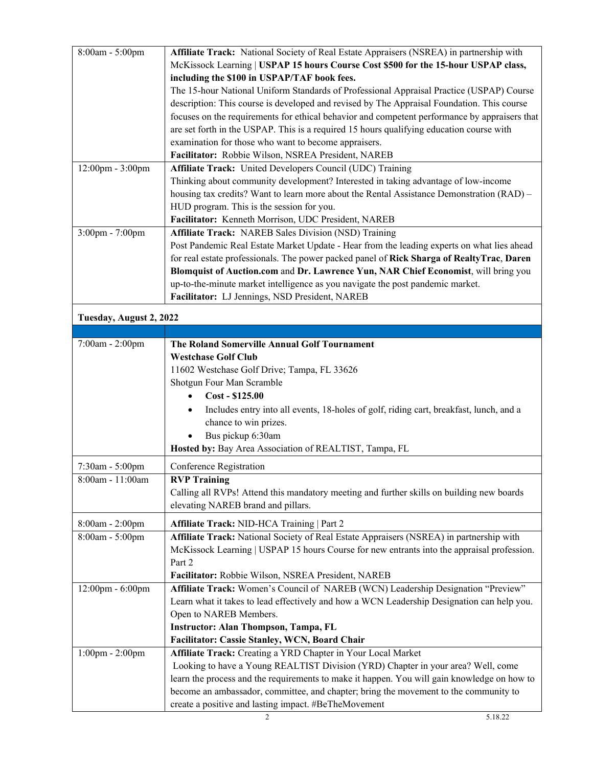| | |
|---|---|
| 8:00am - 5:00pm | **Affiliate Track:** National Society of Real Estate Appraisers (NSREA) in partnership with McKissock Learning \| **USPAP 15 hours Course Cost $500 for the 15-hour USPAP class, including the $100 in USPAP/TAF book fees.**<br>The 15-hour National Uniform Standards of Professional Appraisal Practice (USPAP) Course description: This course is developed and revised by The Appraisal Foundation. This course focuses on the requirements for ethical behavior and competent performance by appraisers that are set forth in the USPAP. This is a required 15 hours qualifying education course with examination for those who want to become appraisers.<br>**Facilitator:** Robbie Wilson, NSREA President, NAREB |
| 12:00pm - 3:00pm | **Affiliate Track:** United Developers Council (UDC) Training<br>Thinking about community development? Interested in taking advantage of low-income housing tax credits? Want to learn more about the Rental Assistance Demonstration (RAD) – HUD program. This is the session for you.<br>**Facilitator:** Kenneth Morrison, UDC President, NAREB |
| 3:00pm - 7:00pm | **Affiliate Track:** NAREB Sales Division (NSD) Training<br>Post Pandemic Real Estate Market Update - Hear from the leading experts on what lies ahead for real estate professionals. The power packed panel of **Rick Sharga of RealtyTrac**, **Daren Blomquist of Auction.com** and **Dr. Lawrence Yun, NAR Chief Economist**, will bring you up-to-the-minute market intelligence as you navigate the post pandemic market.<br>**Facilitator:** LJ Jennings, NSD President, NAREB |

**Tuesday, August 2, 2022**

| | |
|---|---|
| 7:00am - 2:00pm | **The Roland Somerville Annual Golf Tournament**<br>**Westchase Golf Club**<br>11602 Westchase Golf Drive; Tampa, FL 33626<br>Shotgun Four Man Scramble<br>• **Cost - $125.00**<br>• Includes entry into all events, 18-holes of golf, riding cart, breakfast, lunch, and a chance to win prizes.<br>• Bus pickup 6:30am<br>**Hosted by:** Bay Area Association of REALTIST, Tampa, FL |
| 7:30am - 5:00pm | Conference Registration |
| 8:00am - 11:00am | **RVP Training**<br>Calling all RVPs! Attend this mandatory meeting and further skills on building new boards elevating NAREB brand and pillars. |
| 8:00am - 2:00pm | **Affiliate Track:** NID-HCA Training \| Part 2 |
| 8:00am - 5:00pm | **Affiliate Track:** National Society of Real Estate Appraisers (NSREA) in partnership with McKissock Learning \| USPAP 15 hours Course for new entrants into the appraisal profession. Part 2<br>**Facilitator:** Robbie Wilson, NSREA President, NAREB |
| 12:00pm - 6:00pm | **Affiliate Track:** Women's Council of NAREB (WCN) Leadership Designation "Preview"<br>Learn what it takes to lead effectively and how a WCN Leadership Designation can help you. Open to NAREB Members.<br>**Instructor: Alan Thompson, Tampa, FL**<br>**Facilitator: Cassie Stanley, WCN, Board Chair** |
| 1:00pm - 2:00pm | **Affiliate Track:** Creating a YRD Chapter in Your Local Market<br>Looking to have a Young REALTIST Division (YRD) Chapter in your area? Well, come learn the process and the requirements to make it happen. You will gain knowledge on how to become an ambassador, committee, and chapter; bring the movement to the community to create a positive and lasting impact. #BeTheMovement |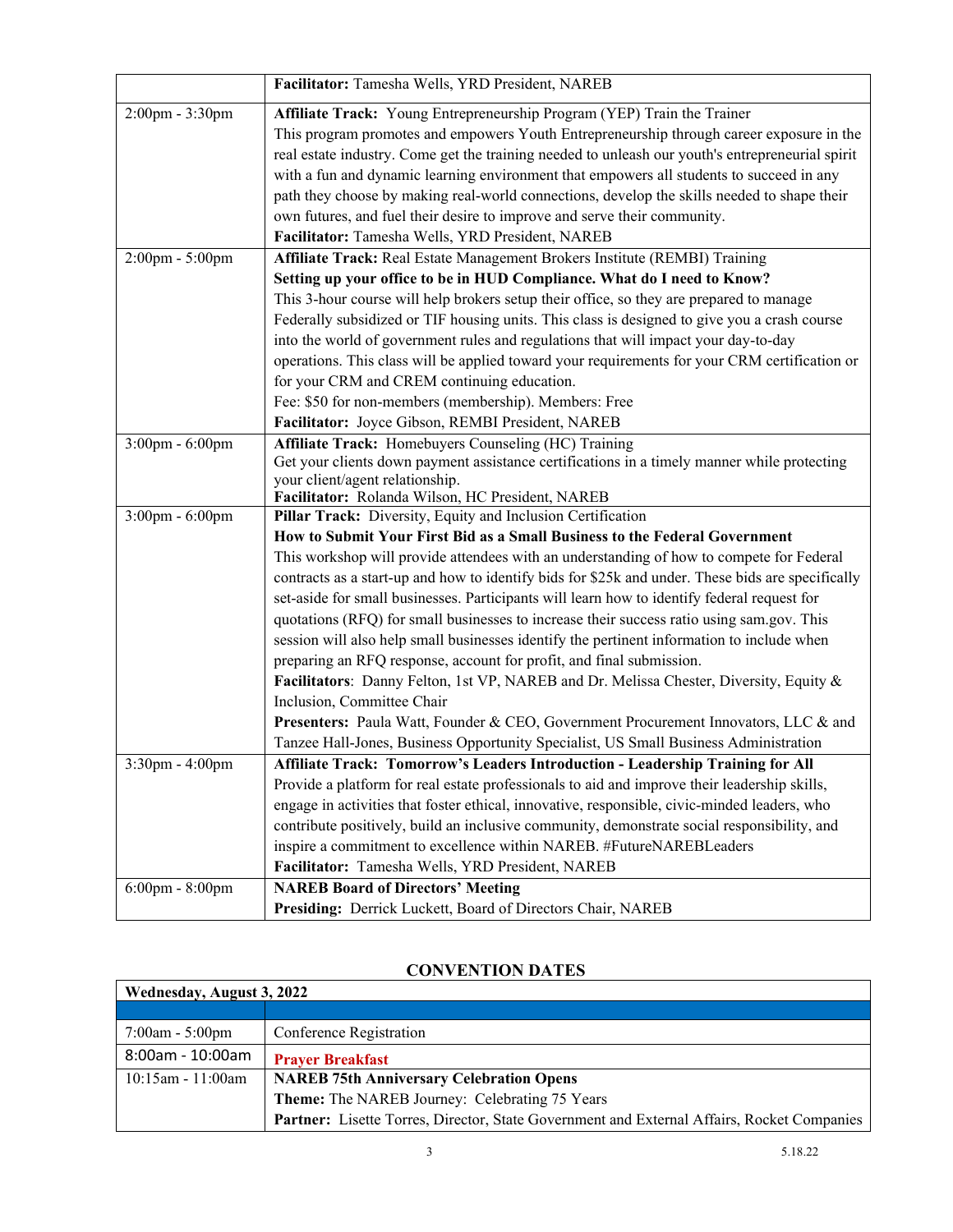| | |
|---|---|
| | **Facilitator:** Tamesha Wells, YRD President, NAREB |
| 2:00pm - 3:30pm | **Affiliate Track:** Young Entrepreneurship Program (YEP) Train the Trainer<br>This program promotes and empowers Youth Entrepreneurship through career exposure in the real estate industry. Come get the training needed to unleash our youth's entrepreneurial spirit with a fun and dynamic learning environment that empowers all students to succeed in any path they choose by making real-world connections, develop the skills needed to shape their own futures, and fuel their desire to improve and serve their community.<br>**Facilitator:** Tamesha Wells, YRD President, NAREB |
| 2:00pm - 5:00pm | **Affiliate Track:** Real Estate Management Brokers Institute (REMBI) Training<br>**Setting up your office to be in HUD Compliance. What do I need to Know?**<br>This 3-hour course will help brokers setup their office, so they are prepared to manage Federally subsidized or TIF housing units. This class is designed to give you a crash course into the world of government rules and regulations that will impact your day-to-day operations. This class will be applied toward your requirements for your CRM certification or for your CRM and CREM continuing education.<br>Fee: $50 for non-members (membership). Members: Free<br>**Facilitator:** Joyce Gibson, REMBI President, NAREB |
| 3:00pm - 6:00pm | **Affiliate Track:** Homebuyers Counseling (HC) Training<br>Get your clients down payment assistance certifications in a timely manner while protecting your client/agent relationship.<br>**Facilitator:** Rolanda Wilson, HC President, NAREB |
| 3:00pm - 6:00pm | **Pillar Track:** Diversity, Equity and Inclusion Certification<br>**How to Submit Your First Bid as a Small Business to the Federal Government**<br>This workshop will provide attendees with an understanding of how to compete for Federal contracts as a start-up and how to identify bids for $25k and under. These bids are specifically set-aside for small businesses. Participants will learn how to identify federal request for quotations (RFQ) for small businesses to increase their success ratio using sam.gov. This session will also help small businesses identify the pertinent information to include when preparing an RFQ response, account for profit, and final submission.<br>**Facilitators**: Danny Felton, 1st VP, NAREB and Dr. Melissa Chester, Diversity, Equity & Inclusion, Committee Chair<br>**Presenters:** Paula Watt, Founder & CEO, Government Procurement Innovators, LLC & and Tanzee Hall-Jones, Business Opportunity Specialist, US Small Business Administration |
| 3:30pm - 4:00pm | **Affiliate Track: Tomorrow's Leaders Introduction - Leadership Training for All**<br>Provide a platform for real estate professionals to aid and improve their leadership skills, engage in activities that foster ethical, innovative, responsible, civic-minded leaders, who contribute positively, build an inclusive community, demonstrate social responsibility, and inspire a commitment to excellence within NAREB. #FutureNAREBLeaders<br>**Facilitator:** Tamesha Wells, YRD President, NAREB |
| 6:00pm - 8:00pm | **NAREB Board of Directors' Meeting**<br>**Presiding:** Derrick Luckett, Board of Directors Chair, NAREB |

## CONVENTION DATES

| **Wednesday, August 3, 2022** | |
|---|---|
| | |
| 7:00am - 5:00pm | Conference Registration |
| 8:00am - 10:00am | **Prayer Breakfast** |
| 10:15am - 11:00am | **NAREB 75th Anniversary Celebration Opens**<br>**Theme:** The NAREB Journey: Celebrating 75 Years<br>**Partner:** Lisette Torres, Director, State Government and External Affairs, Rocket Companies |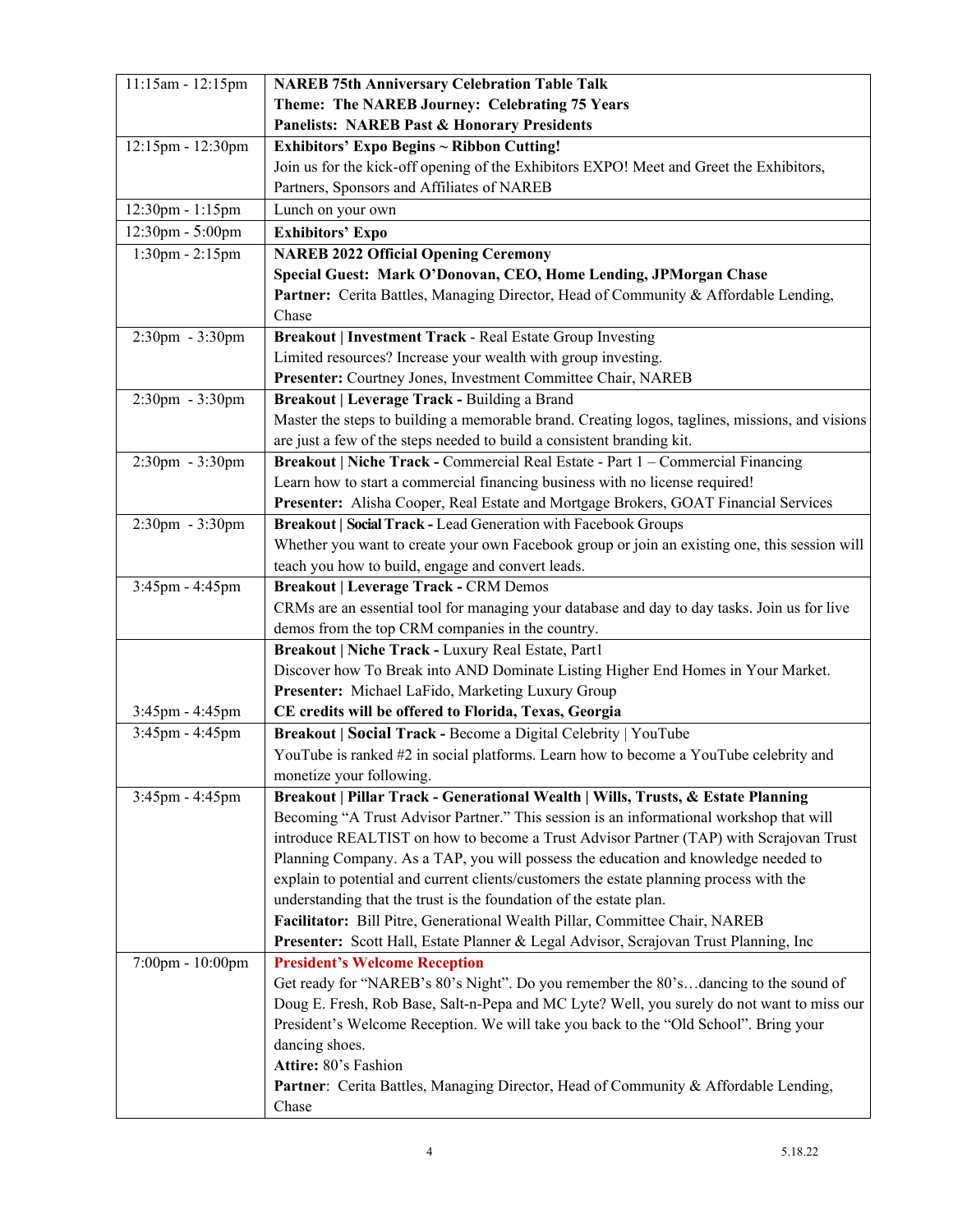| | |
|---|---|
| 11:15am - 12:15pm | **NAREB 75th Anniversary Celebration Table Talk**<br>**Theme: The NAREB Journey: Celebrating 75 Years**<br>**Panelists: NAREB Past & Honorary Presidents** |
| 12:15pm - 12:30pm | **Exhibitors' Expo Begins ~ Ribbon Cutting!**<br>Join us for the kick-off opening of the Exhibitors EXPO! Meet and Greet the Exhibitors, Partners, Sponsors and Affiliates of NAREB |
| 12:30pm - 1:15pm | Lunch on your own |
| 12:30pm - 5:00pm | **Exhibitors' Expo** |
| 1:30pm - 2:15pm | **NAREB 2022 Official Opening Ceremony**<br>**Special Guest: Mark O'Donovan, CEO, Home Lending, JPMorgan Chase**<br>**Partner:** Cerita Battles, Managing Director, Head of Community & Affordable Lending, Chase |
| 2:30pm - 3:30pm | **Breakout \| Investment Track** - Real Estate Group Investing<br>Limited resources? Increase your wealth with group investing.<br>**Presenter:** Courtney Jones, Investment Committee Chair, NAREB |
| 2:30pm - 3:30pm | **Breakout \| Leverage Track -** Building a Brand<br>Master the steps to building a memorable brand. Creating logos, taglines, missions, and visions are just a few of the steps needed to build a consistent branding kit. |
| 2:30pm - 3:30pm | **Breakout \| Niche Track -** Commercial Real Estate - Part 1 – Commercial Financing<br>Learn how to start a commercial financing business with no license required!<br>**Presenter:** Alisha Cooper, Real Estate and Mortgage Brokers, GOAT Financial Services |
| 2:30pm - 3:30pm | **Breakout \| Social Track -** Lead Generation with Facebook Groups<br>Whether you want to create your own Facebook group or join an existing one, this session will teach you how to build, engage and convert leads. |
| 3:45pm - 4:45pm | **Breakout \| Leverage Track -** CRM Demos<br>CRMs are an essential tool for managing your database and day to day tasks. Join us for live demos from the top CRM companies in the country. |
| 3:45pm - 4:45pm | **Breakout \| Niche Track -** Luxury Real Estate, Part1<br>Discover how To Break into AND Dominate Listing Higher End Homes in Your Market.<br>**Presenter:** Michael LaFido, Marketing Luxury Group<br>**CE credits will be offered to Florida, Texas, Georgia** |
| 3:45pm - 4:45pm | **Breakout \| Social Track -** Become a Digital Celebrity \| YouTube<br>YouTube is ranked #2 in social platforms. Learn how to become a YouTube celebrity and monetize your following. |
| 3:45pm - 4:45pm | **Breakout \| Pillar Track - Generational Wealth \| Wills, Trusts, & Estate Planning**<br>Becoming "A Trust Advisor Partner." This session is an informational workshop that will introduce REALTIST on how to become a Trust Advisor Partner (TAP) with Scrajovan Trust Planning Company. As a TAP, you will possess the education and knowledge needed to explain to potential and current clients/customers the estate planning process with the understanding that the trust is the foundation of the estate plan.<br>**Facilitator:** Bill Pitre, Generational Wealth Pillar, Committee Chair, NAREB<br>**Presenter:** Scott Hall, Estate Planner & Legal Advisor, Scrajovan Trust Planning, Inc |
| 7:00pm - 10:00pm | **President's Welcome Reception**<br>Get ready for "NAREB's 80's Night". Do you remember the 80's…dancing to the sound of Doug E. Fresh, Rob Base, Salt-n-Pepa and MC Lyte? Well, you surely do not want to miss our President's Welcome Reception. We will take you back to the "Old School". Bring your dancing shoes.<br>**Attire:** 80's Fashion<br>**Partner**: Cerita Battles, Managing Director, Head of Community & Affordable Lending, Chase |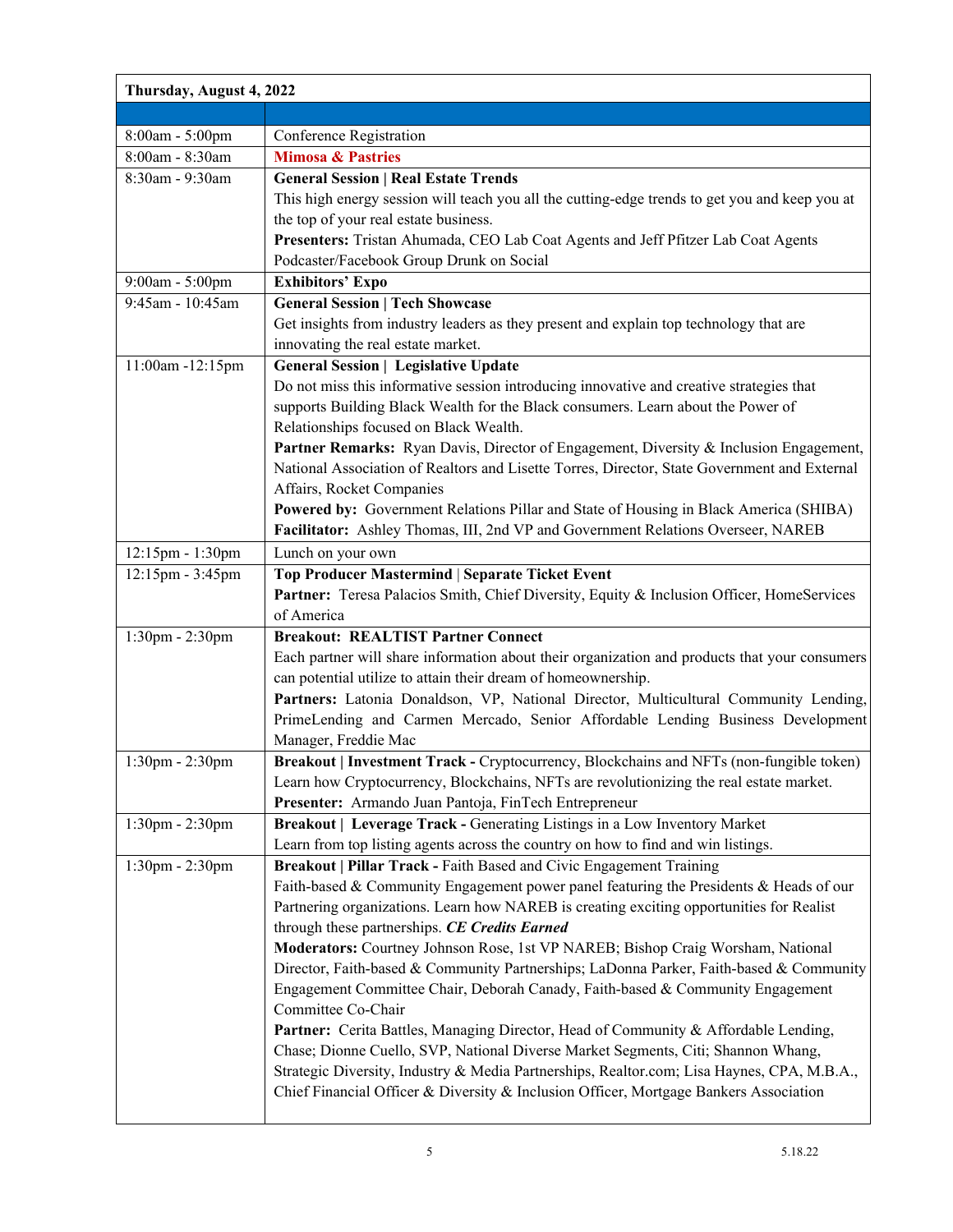| Thursday, August 4, 2022 | |
|---|---|
| | |
| 8:00am - 5:00pm | Conference Registration |
| 8:00am - 8:30am | **Mimosa & Pastries** |
| 8:30am - 9:30am | **General Session \| Real Estate Trends**<br>This high energy session will teach you all the cutting-edge trends to get you and keep you at the top of your real estate business.<br>**Presenters:** Tristan Ahumada, CEO Lab Coat Agents and Jeff Pfitzer Lab Coat Agents Podcaster/Facebook Group Drunk on Social |
| 9:00am - 5:00pm | **Exhibitors' Expo** |
| 9:45am - 10:45am | **General Session \| Tech Showcase**<br>Get insights from industry leaders as they present and explain top technology that are innovating the real estate market. |
| 11:00am -12:15pm | **General Session \| Legislative Update**<br>Do not miss this informative session introducing innovative and creative strategies that supports Building Black Wealth for the Black consumers. Learn about the Power of Relationships focused on Black Wealth.<br>**Partner Remarks:** Ryan Davis, Director of Engagement, Diversity & Inclusion Engagement, National Association of Realtors and Lisette Torres, Director, State Government and External Affairs, Rocket Companies<br>**Powered by:** Government Relations Pillar and State of Housing in Black America (SHIBA)<br>**Facilitator:** Ashley Thomas, III, 2nd VP and Government Relations Overseer, NAREB |
| 12:15pm - 1:30pm | Lunch on your own |
| 12:15pm - 3:45pm | **Top Producer Mastermind \| Separate Ticket Event**<br>**Partner:** Teresa Palacios Smith, Chief Diversity, Equity & Inclusion Officer, HomeServices of America |
| 1:30pm - 2:30pm | **Breakout: REALTIST Partner Connect**<br>Each partner will share information about their organization and products that your consumers can potential utilize to attain their dream of homeownership.<br>**Partners:** Latonia Donaldson, VP, National Director, Multicultural Community Lending, PrimeLending and Carmen Mercado, Senior Affordable Lending Business Development Manager, Freddie Mac |
| 1:30pm - 2:30pm | **Breakout \| Investment Track -** Cryptocurrency, Blockchains and NFTs (non-fungible token)<br>Learn how Cryptocurrency, Blockchains, NFTs are revolutionizing the real estate market.<br>**Presenter:** Armando Juan Pantoja, FinTech Entrepreneur |
| 1:30pm - 2:30pm | **Breakout \| Leverage Track -** Generating Listings in a Low Inventory Market<br>Learn from top listing agents across the country on how to find and win listings. |
| 1:30pm - 2:30pm | **Breakout \| Pillar Track -** Faith Based and Civic Engagement Training<br>Faith-based & Community Engagement power panel featuring the Presidents & Heads of our Partnering organizations. Learn how NAREB is creating exciting opportunities for Realist through these partnerships. ***CE Credits Earned***<br>**Moderators:** Courtney Johnson Rose, 1st VP NAREB; Bishop Craig Worsham, National Director, Faith-based & Community Partnerships; LaDonna Parker, Faith-based & Community Engagement Committee Chair, Deborah Canady, Faith-based & Community Engagement Committee Co-Chair<br>**Partner:** Cerita Battles, Managing Director, Head of Community & Affordable Lending, Chase; Dionne Cuello, SVP, National Diverse Market Segments, Citi; Shannon Whang, Strategic Diversity, Industry & Media Partnerships, Realtor.com; Lisa Haynes, CPA, M.B.A., Chief Financial Officer & Diversity & Inclusion Officer, Mortgage Bankers Association |

5.18.22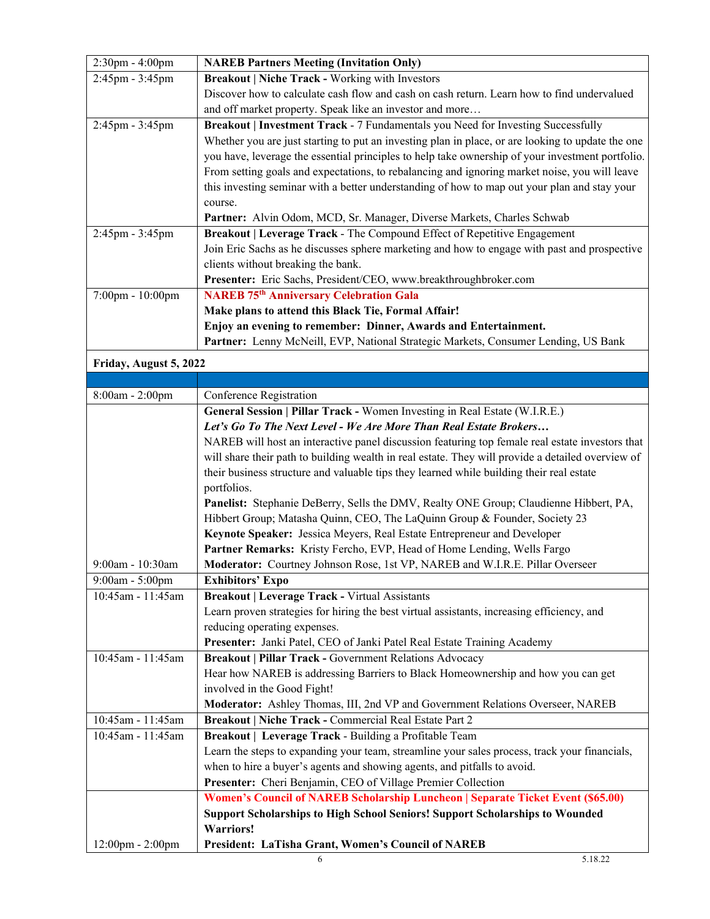| | |
|---|---|
| 2:30pm - 4:00pm | **NAREB Partners Meeting (Invitation Only)** |
| 2:45pm - 3:45pm | **Breakout \| Niche Track -** Working with Investors<br>Discover how to calculate cash flow and cash on cash return. Learn how to find undervalued and off market property. Speak like an investor and more… |
| 2:45pm - 3:45pm | **Breakout \| Investment Track** - 7 Fundamentals you Need for Investing Successfully<br>Whether you are just starting to put an investing plan in place, or are looking to update the one you have, leverage the essential principles to help take ownership of your investment portfolio. From setting goals and expectations, to rebalancing and ignoring market noise, you will leave this investing seminar with a better understanding of how to map out your plan and stay your course.<br>**Partner:** Alvin Odom, MCD, Sr. Manager, Diverse Markets, Charles Schwab |
| 2:45pm - 3:45pm | **Breakout \| Leverage Track** - The Compound Effect of Repetitive Engagement<br>Join Eric Sachs as he discusses sphere marketing and how to engage with past and prospective clients without breaking the bank.<br>**Presenter:** Eric Sachs, President/CEO, www.breakthroughbroker.com |
| 7:00pm - 10:00pm | **NAREB 75th Anniversary Celebration Gala**<br>**Make plans to attend this Black Tie, Formal Affair!**<br>**Enjoy an evening to remember: Dinner, Awards and Entertainment.**<br>**Partner:** Lenny McNeill, EVP, National Strategic Markets, Consumer Lending, US Bank |

**Friday, August 5, 2022**

| | |
|---|---|
| 8:00am - 2:00pm | Conference Registration |
| 9:00am - 10:30am | **General Session \| Pillar Track -** Women Investing in Real Estate (W.I.R.E.)<br>***Let's Go To The Next Level - We Are More Than Real Estate Brokers…***<br>NAREB will host an interactive panel discussion featuring top female real estate investors that will share their path to building wealth in real estate. They will provide a detailed overview of their business structure and valuable tips they learned while building their real estate portfolios.<br>**Panelist:** Stephanie DeBerry, Sells the DMV, Realty ONE Group; Claudienne Hibbert, PA, Hibbert Group; Matasha Quinn, CEO, The LaQuinn Group & Founder, Society 23<br>**Keynote Speaker:** Jessica Meyers, Real Estate Entrepreneur and Developer<br>**Partner Remarks:** Kristy Fercho, EVP, Head of Home Lending, Wells Fargo<br>**Moderator:** Courtney Johnson Rose, 1st VP, NAREB and W.I.R.E. Pillar Overseer |
| 9:00am - 5:00pm | **Exhibitors' Expo** |
| 10:45am - 11:45am | **Breakout \| Leverage Track -** Virtual Assistants<br>Learn proven strategies for hiring the best virtual assistants, increasing efficiency, and reducing operating expenses.<br>**Presenter:** Janki Patel, CEO of Janki Patel Real Estate Training Academy |
| 10:45am - 11:45am | **Breakout \| Pillar Track -** Government Relations Advocacy<br>Hear how NAREB is addressing Barriers to Black Homeownership and how you can get involved in the Good Fight!<br>**Moderator:** Ashley Thomas, III, 2nd VP and Government Relations Overseer, NAREB |
| 10:45am - 11:45am | **Breakout \| Niche Track -** Commercial Real Estate Part 2 |
| 10:45am - 11:45am | **Breakout \| Leverage Track** - Building a Profitable Team<br>Learn the steps to expanding your team, streamline your sales process, track your financials, when to hire a buyer's agents and showing agents, and pitfalls to avoid.<br>**Presenter:** Cheri Benjamin, CEO of Village Premier Collection |
| 12:00pm - 2:00pm | **Women's Council of NAREB Scholarship Luncheon \| Separate Ticket Event ($65.00)**<br>**Support Scholarships to High School Seniors! Support Scholarships to Wounded Warriors!**<br>**President: LaTisha Grant, Women's Council of NAREB** |

5.18.22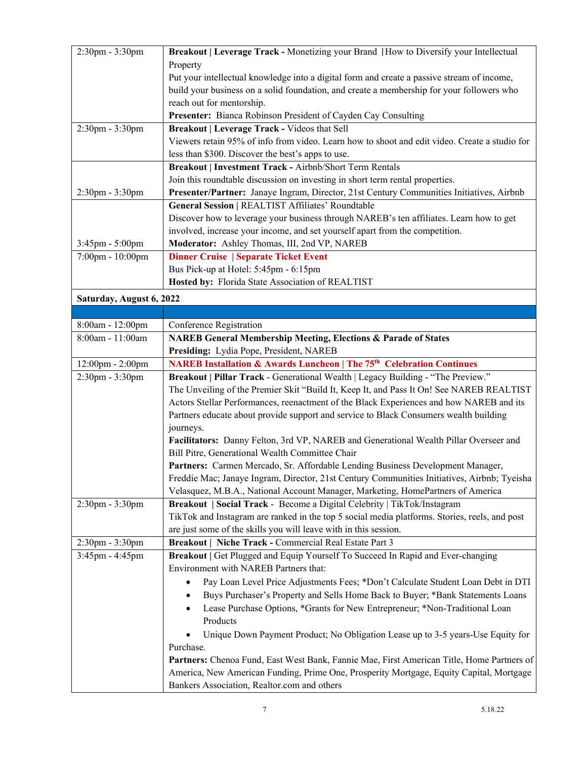| | |
|---|---|
| 2:30pm - 3:30pm | **Breakout \| Leverage Track -** Monetizing your Brand \|How to Diversify your Intellectual Property<br>Put your intellectual knowledge into a digital form and create a passive stream of income, build your business on a solid foundation, and create a membership for your followers who reach out for mentorship.<br>**Presenter:** Bianca Robinson President of Cayden Cay Consulting |
| 2:30pm - 3:30pm | **Breakout \| Leverage Track -** Videos that Sell<br>Viewers retain 95% of info from video. Learn how to shoot and edit video. Create a studio for less than $300. Discover the best's apps to use. |
| 2:30pm - 3:30pm | **Breakout \| Investment Track -** Airbnb/Short Term Rentals<br>Join this roundtable discussion on investing in short term rental properties.<br>**Presenter/Partner:** Janaye Ingram, Director, 21st Century Communities Initiatives, Airbnb |
| 3:45pm - 5:00pm | **General Session \|** REALTIST Affiliates' Roundtable<br>Discover how to leverage your business through NAREB's ten affiliates. Learn how to get involved, increase your income, and set yourself apart from the competition.<br>**Moderator:** Ashley Thomas, III, 2nd VP, NAREB |
| 7:00pm - 10:00pm | **Dinner Cruise \| Separate Ticket Event**<br>Bus Pick-up at Hotel: 5:45pm - 6:15pm<br>**Hosted by:** Florida State Association of REALTIST |
| **Saturday, August 6, 2022** | |
| | |
| 8:00am - 12:00pm | Conference Registration |
| 8:00am - 11:00am | **NAREB General Membership Meeting, Elections & Parade of States**<br>**Presiding:** Lydia Pope, President, NAREB |
| 12:00pm - 2:00pm | **NAREB Installation & Awards Luncheon \| The 75th Celebration Continues** |
| 2:30pm - 3:30pm | **Breakout \| Pillar Track** - Generational Wealth \| Legacy Building - "The Preview."<br>The Unveiling of the Premier Skit "Build It, Keep It, and Pass It On! See NAREB REALTIST Actors Stellar Performances, reenactment of the Black Experiences and how NAREB and its Partners educate about provide support and service to Black Consumers wealth building journeys.<br>**Facilitators:** Danny Felton, 3rd VP, NAREB and Generational Wealth Pillar Overseer and Bill Pitre, Generational Wealth Committee Chair<br>**Partners:** Carmen Mercado, Sr. Affordable Lending Business Development Manager, Freddie Mac; Janaye Ingram, Director, 21st Century Communities Initiatives, Airbnb; Tyeisha Velasquez, M.B.A., National Account Manager, Marketing, HomePartners of America |
| 2:30pm - 3:30pm | **Breakout \| Social Track** - Become a Digital Celebrity \| TikTok/Instagram<br>TikTok and Instagram are ranked in the top 5 social media platforms. Stories, reels, and post are just some of the skills you will leave with in this session. |
| 2:30pm - 3:30pm | **Breakout \| Niche Track -** Commercial Real Estate Part 3 |
| 3:45pm - 4:45pm | **Breakout \|** Get Plugged and Equip Yourself To Succeed In Rapid and Ever-changing Environment with NAREB Partners that:<br>• Pay Loan Level Price Adjustments Fees; *Don't Calculate Student Loan Debt in DTI<br>• Buys Purchaser's Property and Sells Home Back to Buyer; *Bank Statements Loans<br>• Lease Purchase Options, *Grants for New Entrepreneur; *Non-Traditional Loan Products<br>• Unique Down Payment Product; No Obligation Lease up to 3-5 years-Use Equity for Purchase.<br>**Partners:** Chenoa Fund, East West Bank, Fannie Mae, First American Title, Home Partners of America, New American Funding, Prime One, Prosperity Mortgage, Equity Capital, Mortgage Bankers Association, Realtor.com and others |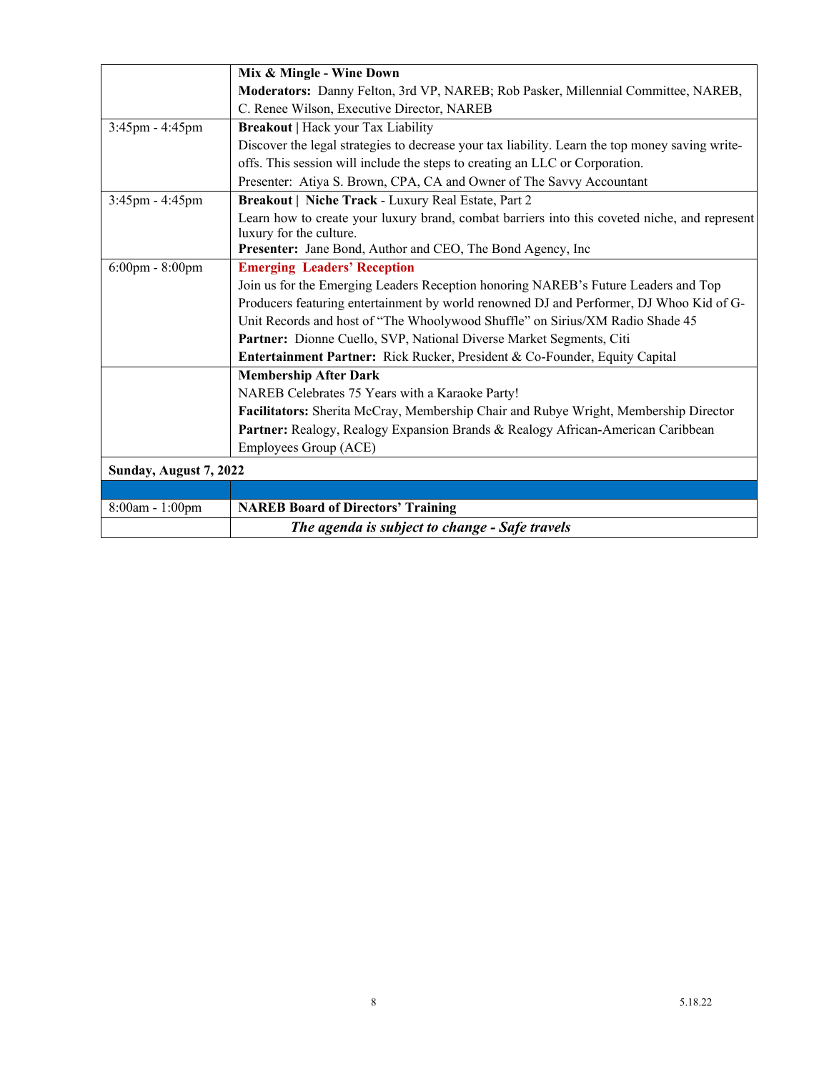| | |
|---|---|
| | **Mix & Mingle - Wine Down**<br>**Moderators:** Danny Felton, 3rd VP, NAREB; Rob Pasker, Millennial Committee, NAREB, C. Renee Wilson, Executive Director, NAREB |
| 3:45pm - 4:45pm | **Breakout** \| Hack your Tax Liability<br>Discover the legal strategies to decrease your tax liability. Learn the top money saving write-offs. This session will include the steps to creating an LLC or Corporation.<br>Presenter: Atiya S. Brown, CPA, CA and Owner of The Savvy Accountant |
| 3:45pm - 4:45pm | **Breakout \| Niche Track** - Luxury Real Estate, Part 2<br>Learn how to create your luxury brand, combat barriers into this coveted niche, and represent luxury for the culture.<br>**Presenter:** Jane Bond, Author and CEO, The Bond Agency, Inc |
| 6:00pm - 8:00pm | **Emerging Leaders' Reception**<br>Join us for the Emerging Leaders Reception honoring NAREB's Future Leaders and Top Producers featuring entertainment by world renowned DJ and Performer, DJ Whoo Kid of G-Unit Records and host of "The Whoolywood Shuffle" on Sirius/XM Radio Shade 45<br>**Partner:** Dionne Cuello, SVP, National Diverse Market Segments, Citi<br>**Entertainment Partner:** Rick Rucker, President & Co-Founder, Equity Capital |
| | **Membership After Dark**<br>NAREB Celebrates 75 Years with a Karaoke Party!<br>**Facilitators:** Sherita McCray, Membership Chair and Rubye Wright, Membership Director<br>**Partner:** Realogy, Realogy Expansion Brands & Realogy African-American Caribbean Employees Group (ACE) |
| **Sunday, August 7, 2022** | |
| | |
| 8:00am - 1:00pm | **NAREB Board of Directors' Training** |
| | ***The agenda is subject to change - Safe travels*** |